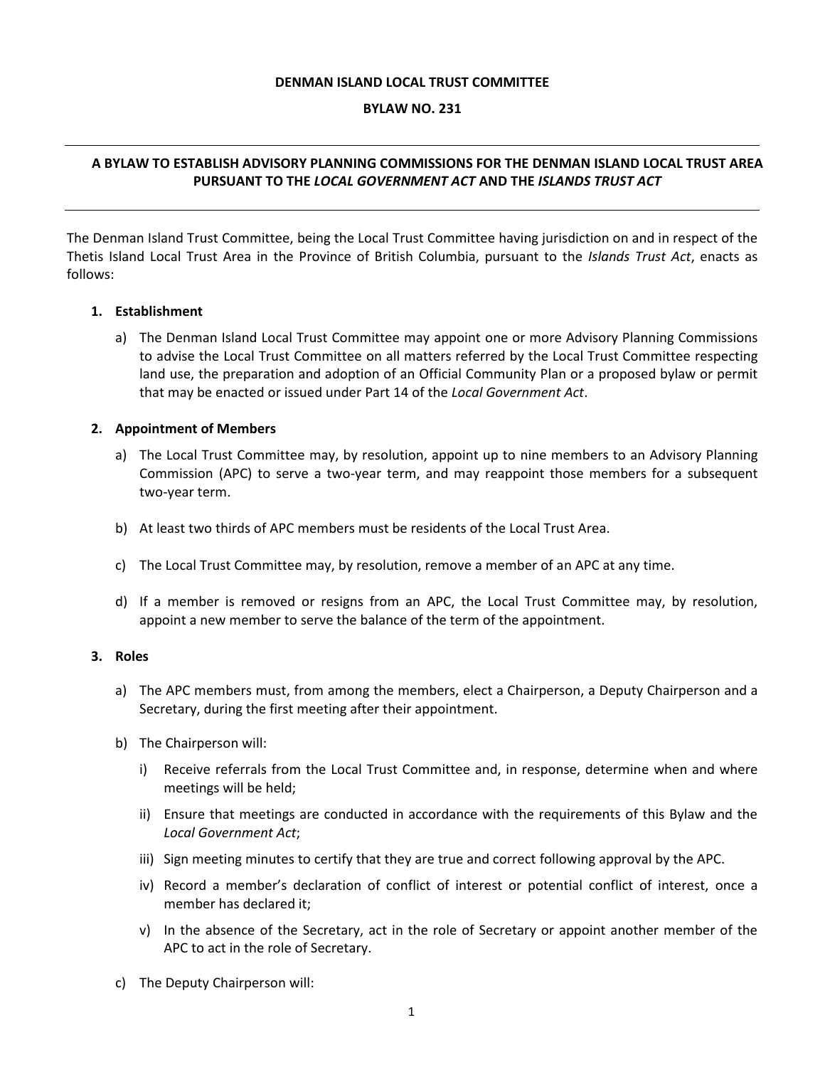**DENMAN ISLAND LOCAL TRUST COMMITTEE**

**BYLAW NO. 231**

---

**A BYLAW TO ESTABLISH ADVISORY PLANNING COMMISSIONS FOR THE DENMAN ISLAND LOCAL TRUST AREA PURSUANT TO THE *LOCAL GOVERNMENT ACT* AND THE *ISLANDS TRUST ACT***

---

The Denman Island Trust Committee, being the Local Trust Committee having jurisdiction on and in respect of the Thetis Island Local Trust Area in the Province of British Columbia, pursuant to the *Islands Trust Act*, enacts as follows:

1. **Establishment**

   a) The Denman Island Local Trust Committee may appoint one or more Advisory Planning Commissions to advise the Local Trust Committee on all matters referred by the Local Trust Committee respecting land use, the preparation and adoption of an Official Community Plan or a proposed bylaw or permit that may be enacted or issued under Part 14 of the *Local Government Act*.

2. **Appointment of Members**

   a) The Local Trust Committee may, by resolution, appoint up to nine members to an Advisory Planning Commission (APC) to serve a two-year term, and may reappoint those members for a subsequent two-year term.

   b) At least two thirds of APC members must be residents of the Local Trust Area.

   c) The Local Trust Committee may, by resolution, remove a member of an APC at any time.

   d) If a member is removed or resigns from an APC, the Local Trust Committee may, by resolution, appoint a new member to serve the balance of the term of the appointment.

3. **Roles**

   a) The APC members must, from among the members, elect a Chairperson, a Deputy Chairperson and a Secretary, during the first meeting after their appointment.

   b) The Chairperson will:

      i) Receive referrals from the Local Trust Committee and, in response, determine when and where meetings will be held;

      ii) Ensure that meetings are conducted in accordance with the requirements of this Bylaw and the *Local Government Act*;

      iii) Sign meeting minutes to certify that they are true and correct following approval by the APC.

      iv) Record a member's declaration of conflict of interest or potential conflict of interest, once a member has declared it;

      v) In the absence of the Secretary, act in the role of Secretary or appoint another member of the APC to act in the role of Secretary.

   c) The Deputy Chairperson will: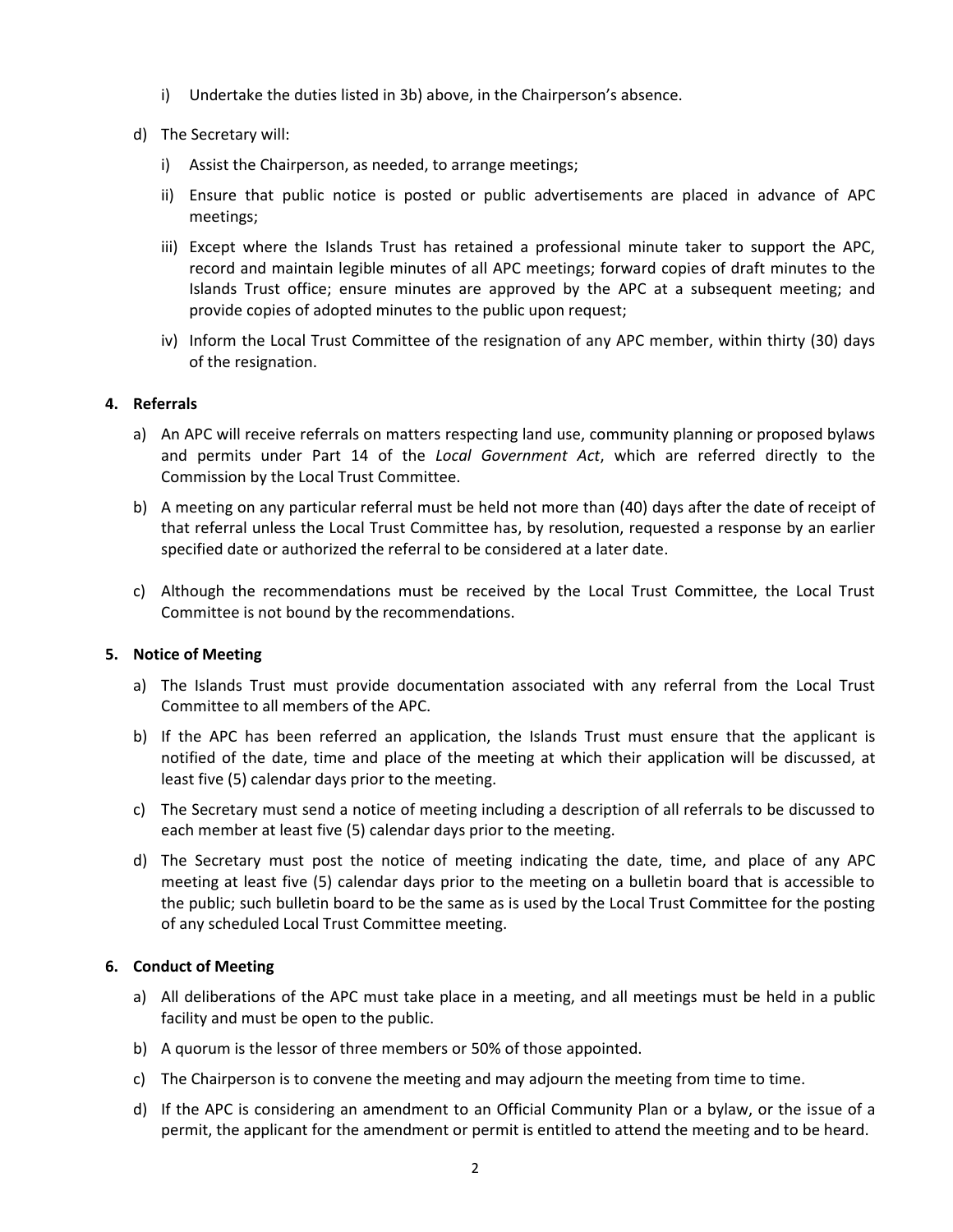i) Undertake the duties listed in 3b) above, in the Chairperson's absence.

d) The Secretary will:

   i) Assist the Chairperson, as needed, to arrange meetings;

   ii) Ensure that public notice is posted or public advertisements are placed in advance of APC meetings;

   iii) Except where the Islands Trust has retained a professional minute taker to support the APC, record and maintain legible minutes of all APC meetings; forward copies of draft minutes to the Islands Trust office; ensure minutes are approved by the APC at a subsequent meeting; and provide copies of adopted minutes to the public upon request;

   iv) Inform the Local Trust Committee of the resignation of any APC member, within thirty (30) days of the resignation.

**4. Referrals**

a) An APC will receive referrals on matters respecting land use, community planning or proposed bylaws and permits under Part 14 of the *Local Government Act*, which are referred directly to the Commission by the Local Trust Committee.

b) A meeting on any particular referral must be held not more than (40) days after the date of receipt of that referral unless the Local Trust Committee has, by resolution, requested a response by an earlier specified date or authorized the referral to be considered at a later date.

c) Although the recommendations must be received by the Local Trust Committee, the Local Trust Committee is not bound by the recommendations.

**5. Notice of Meeting**

a) The Islands Trust must provide documentation associated with any referral from the Local Trust Committee to all members of the APC.

b) If the APC has been referred an application, the Islands Trust must ensure that the applicant is notified of the date, time and place of the meeting at which their application will be discussed, at least five (5) calendar days prior to the meeting.

c) The Secretary must send a notice of meeting including a description of all referrals to be discussed to each member at least five (5) calendar days prior to the meeting.

d) The Secretary must post the notice of meeting indicating the date, time, and place of any APC meeting at least five (5) calendar days prior to the meeting on a bulletin board that is accessible to the public; such bulletin board to be the same as is used by the Local Trust Committee for the posting of any scheduled Local Trust Committee meeting.

**6. Conduct of Meeting**

a) All deliberations of the APC must take place in a meeting, and all meetings must be held in a public facility and must be open to the public.

b) A quorum is the lessor of three members or 50% of those appointed.

c) The Chairperson is to convene the meeting and may adjourn the meeting from time to time.

d) If the APC is considering an amendment to an Official Community Plan or a bylaw, or the issue of a permit, the applicant for the amendment or permit is entitled to attend the meeting and to be heard.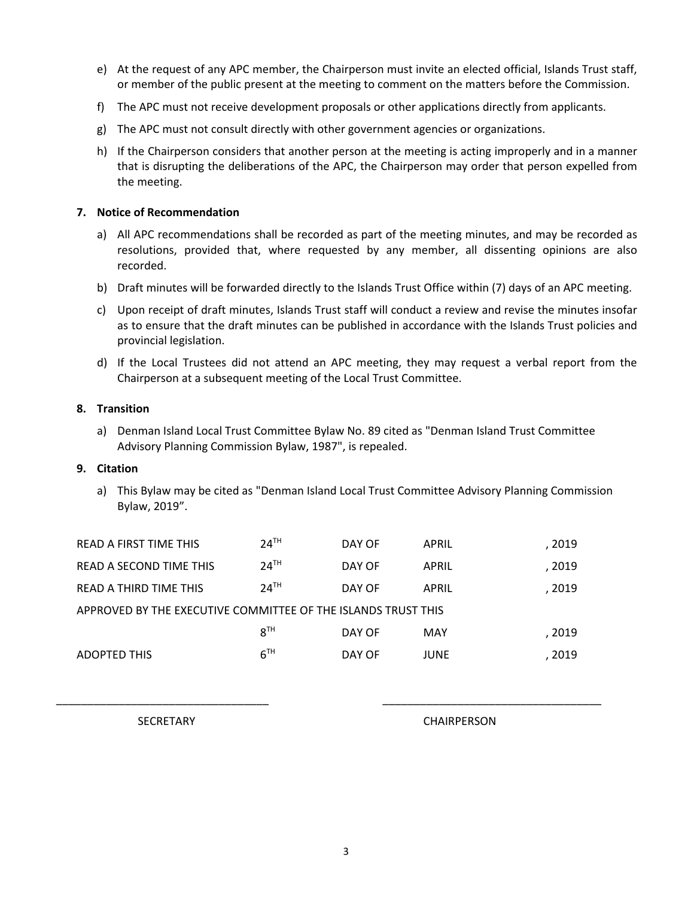e) At the request of any APC member, the Chairperson must invite an elected official, Islands Trust staff, or member of the public present at the meeting to comment on the matters before the Commission.

f) The APC must not receive development proposals or other applications directly from applicants.

g) The APC must not consult directly with other government agencies or organizations.

h) If the Chairperson considers that another person at the meeting is acting improperly and in a manner that is disrupting the deliberations of the APC, the Chairperson may order that person expelled from the meeting.

**7. Notice of Recommendation**

a) All APC recommendations shall be recorded as part of the meeting minutes, and may be recorded as resolutions, provided that, where requested by any member, all dissenting opinions are also recorded.

b) Draft minutes will be forwarded directly to the Islands Trust Office within (7) days of an APC meeting.

c) Upon receipt of draft minutes, Islands Trust staff will conduct a review and revise the minutes insofar as to ensure that the draft minutes can be published in accordance with the Islands Trust policies and provincial legislation.

d) If the Local Trustees did not attend an APC meeting, they may request a verbal report from the Chairperson at a subsequent meeting of the Local Trust Committee.

**8. Transition**

a) Denman Island Local Trust Committee Bylaw No. 89 cited as "Denman Island Trust Committee Advisory Planning Commission Bylaw, 1987", is repealed.

**9. Citation**

a) This Bylaw may be cited as "Denman Island Local Trust Committee Advisory Planning Commission Bylaw, 2019”.

| | | | | |
|---|---|---|---|---|
| READ A FIRST TIME THIS | 24TH | DAY OF | APRIL | , 2019 |
| READ A SECOND TIME THIS | 24TH | DAY OF | APRIL | , 2019 |
| READ A THIRD TIME THIS | 24TH | DAY OF | APRIL | , 2019 |
| APPROVED BY THE EXECUTIVE COMMITTEE OF THE ISLANDS TRUST THIS | | | | |
| | 8TH | DAY OF | MAY | , 2019 |
| ADOPTED THIS | 6TH | DAY OF | JUNE | , 2019 |

\_\_\_\_\_\_\_\_\_\_\_\_\_\_\_\_\_\_\_\_\_\_\_\_\_\_\_\_\_\_
SECRETARY

\_\_\_\_\_\_\_\_\_\_\_\_\_\_\_\_\_\_\_\_\_\_\_\_\_\_\_\_\_\_
CHAIRPERSON